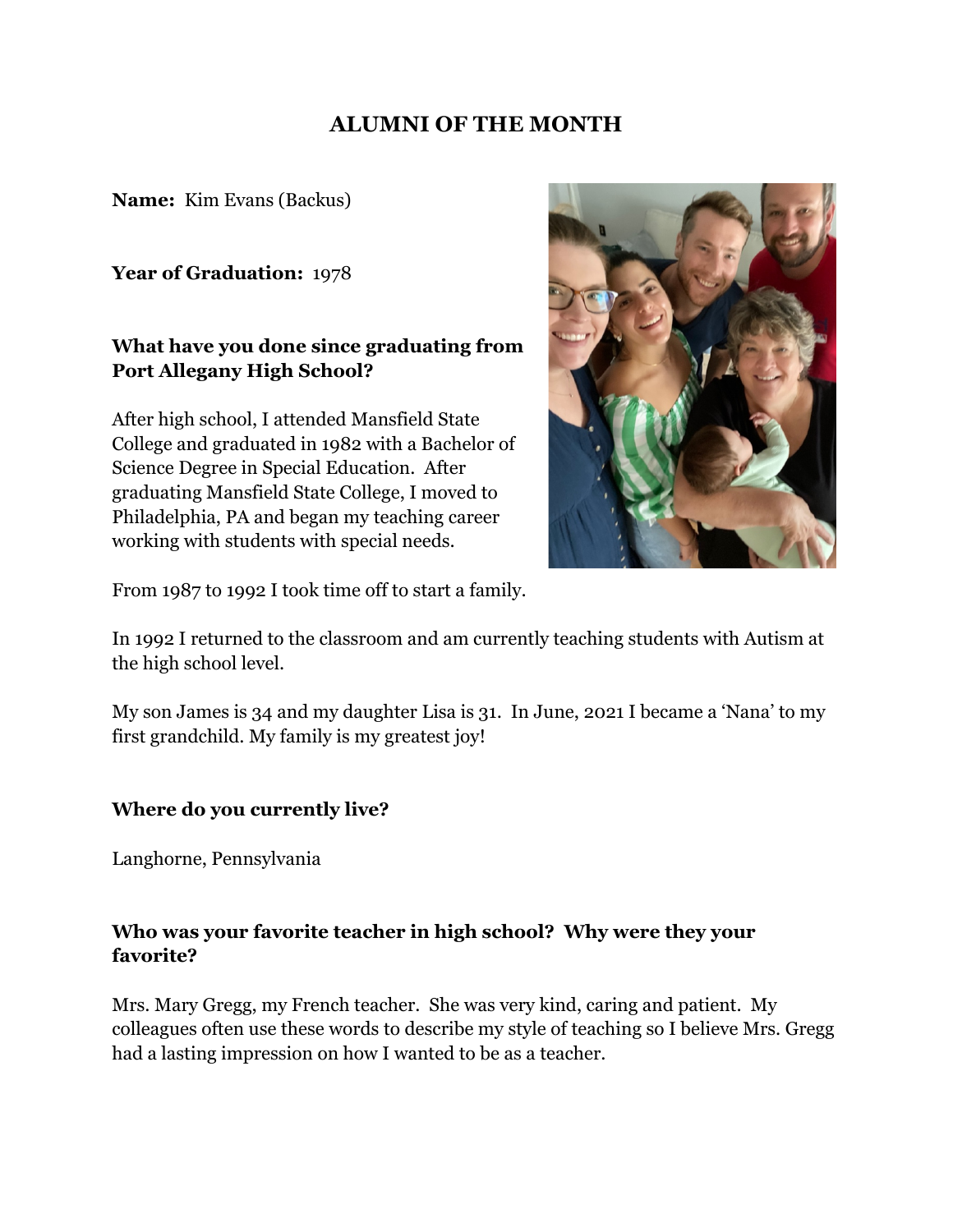# ALUMNI OF THE MONTH

**Name:** Kim Evans (Backus)

**Year of Graduation:** 1978

### What have you done since graduating from Port Allegany High School?

After high school, I attended Mansfield State College and graduated in 1982 with a Bachelor of Science Degree in Special Education. After graduating Mansfield State College, I moved to Philadelphia, PA and began my teaching career working with students with special needs.

From 1987 to 1992 I took time off to start a family.

In 1992 I returned to the classroom and am currently teaching students with Autism at the high school level.

My son James is 34 and my daughter Lisa is 31. In June, 2021 I became a 'Nana' to my first grandchild. My family is my greatest joy!

### Where do you currently live?

Langhorne, Pennsylvania

### Who was your favorite teacher in high school? Why were they your favorite?

Mrs. Mary Gregg, my French teacher. She was very kind, caring and patient. My colleagues often use these words to describe my style of teaching so I believe Mrs. Gregg had a lasting impression on how I wanted to be as a teacher.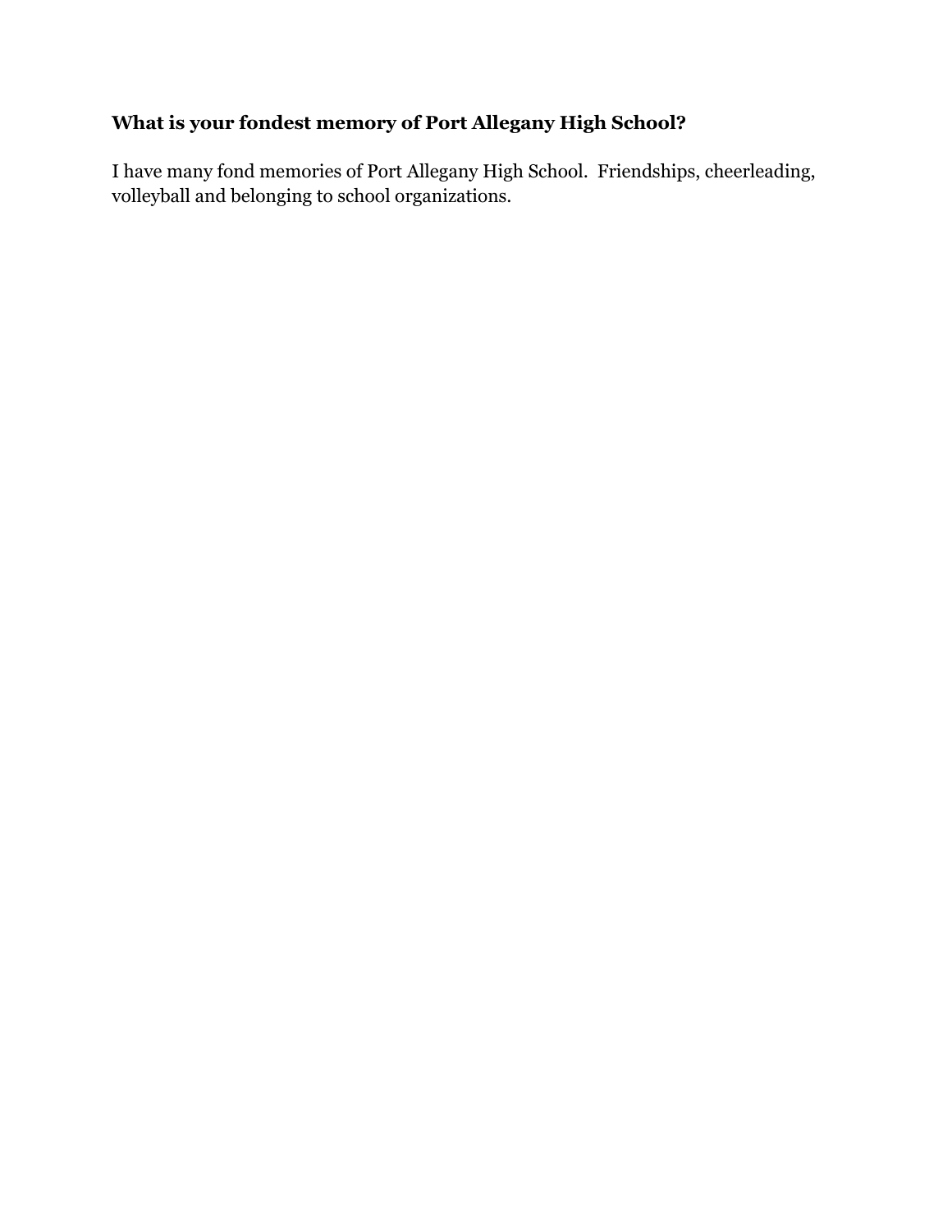**What is your fondest memory of Port Allegany High School?**

I have many fond memories of Port Allegany High School. Friendships, cheerleading, volleyball and belonging to school organizations.